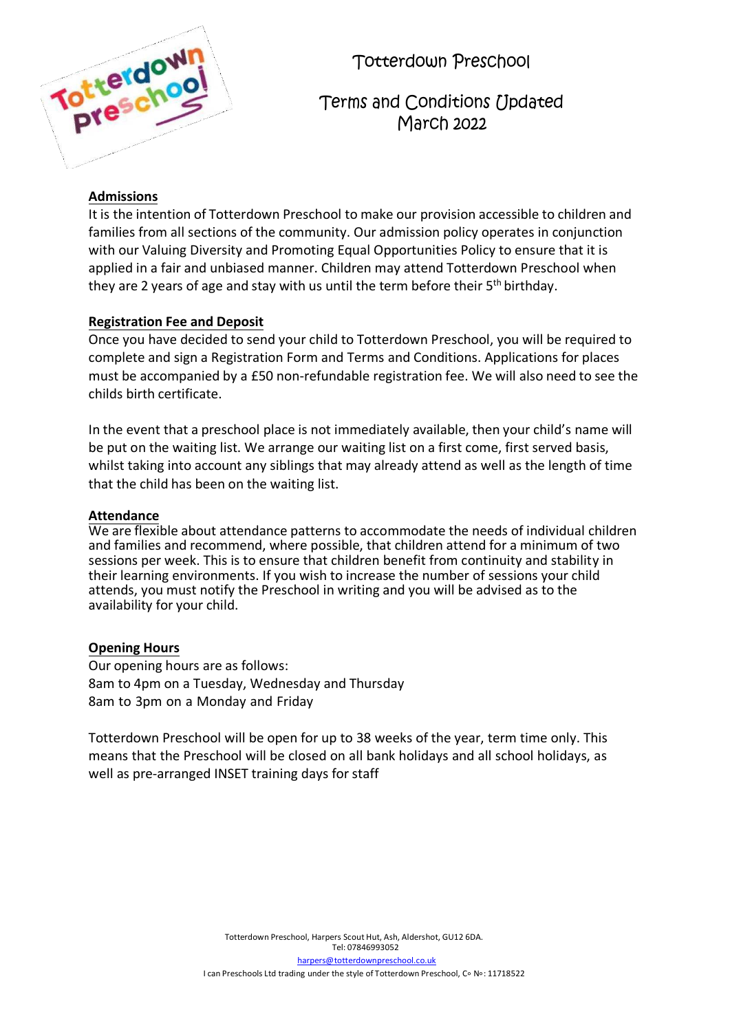# Totterdown Preschool

## Terms and Conditions Updated March 2022

**Admissions**

It is the intention of Totterdown Preschool to make our provision accessible to children and families from all sections of the community. Our admission policy operates in conjunction with our Valuing Diversity and Promoting Equal Opportunities Policy to ensure that it is applied in a fair and unbiased manner. Children may attend Totterdown Preschool when they are 2 years of age and stay with us until the term before their 5th birthday.

**Registration Fee and Deposit**

Once you have decided to send your child to Totterdown Preschool, you will be required to complete and sign a Registration Form and Terms and Conditions. Applications for places must be accompanied by a £50 non-refundable registration fee. We will also need to see the childs birth certificate.

In the event that a preschool place is not immediately available, then your child's name will be put on the waiting list. We arrange our waiting list on a first come, first served basis, whilst taking into account any siblings that may already attend as well as the length of time that the child has been on the waiting list.

**Attendance**

We are flexible about attendance patterns to accommodate the needs of individual children and families and recommend, where possible, that children attend for a minimum of two sessions per week. This is to ensure that children benefit from continuity and stability in their learning environments. If you wish to increase the number of sessions your child attends, you must notify the Preschool in writing and you will be advised as to the availability for your child.

**Opening Hours**

Our opening hours are as follows:
8am to 4pm on a Tuesday, Wednesday and Thursday
8am to 3pm on a Monday and Friday

Totterdown Preschool will be open for up to 38 weeks of the year, term time only. This means that the Preschool will be closed on all bank holidays and all school holidays, as well as pre-arranged INSET training days for staff

Totterdown Preschool, Harpers Scout Hut, Ash, Aldershot, GU12 6DA.
Tel: 07846993052
harpers@totterdownpreschool.co.uk
I can Preschools Ltd trading under the style of Totterdown Preschool, Co No: 11718522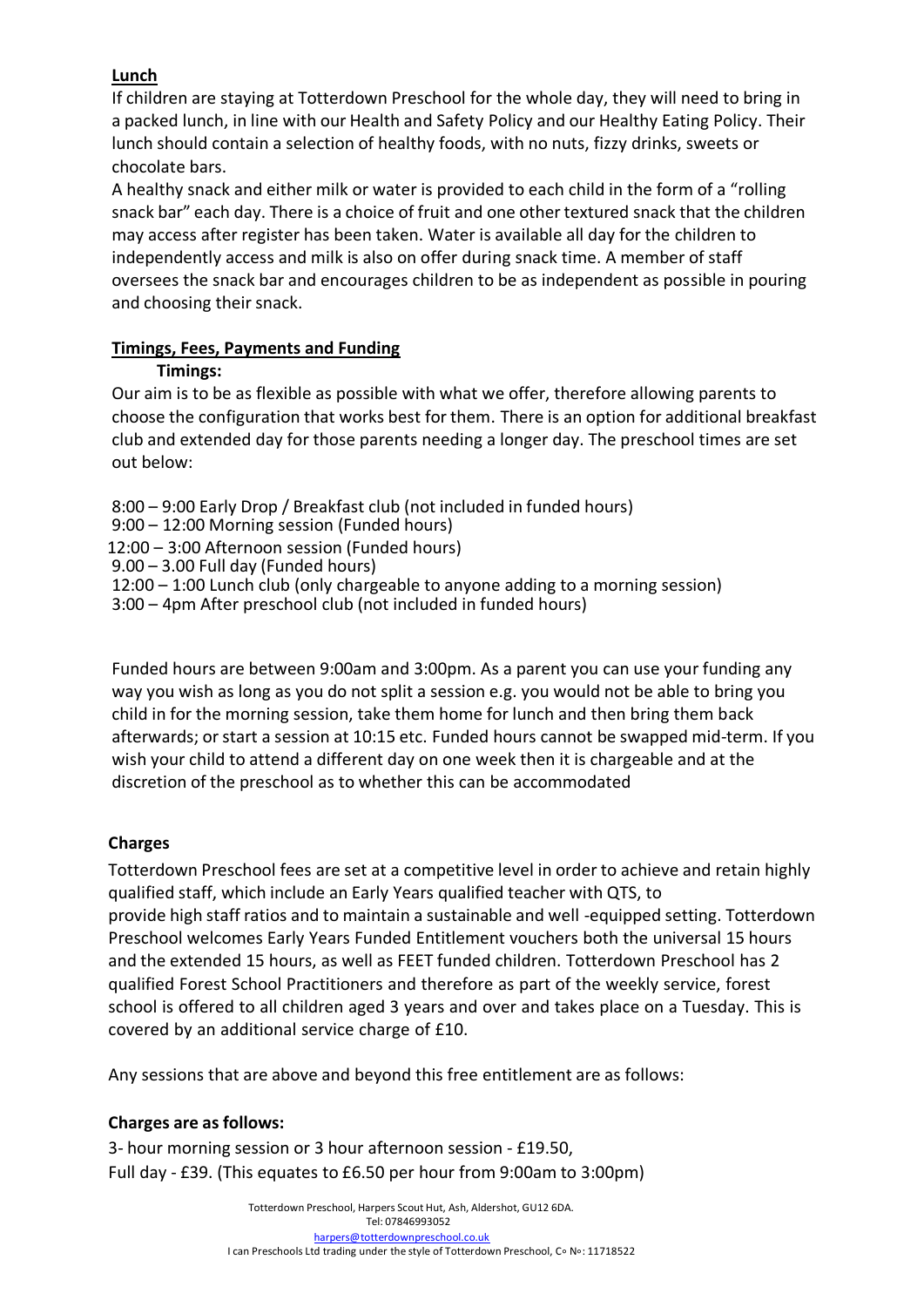## Lunch

If children are staying at Totterdown Preschool for the whole day, they will need to bring in a packed lunch, in line with our Health and Safety Policy and our Healthy Eating Policy. Their lunch should contain a selection of healthy foods, with no nuts, fizzy drinks, sweets or chocolate bars.

A healthy snack and either milk or water is provided to each child in the form of a "rolling snack bar" each day. There is a choice of fruit and one other textured snack that the children may access after register has been taken. Water is available all day for the children to independently access and milk is also on offer during snack time. A member of staff oversees the snack bar and encourages children to be as independent as possible in pouring and choosing their snack.

## Timings, Fees, Payments and Funding

### Timings:

Our aim is to be as flexible as possible with what we offer, therefore allowing parents to choose the configuration that works best for them. There is an option for additional breakfast club and extended day for those parents needing a longer day. The preschool times are set out below:

8:00 – 9:00 Early Drop / Breakfast club (not included in funded hours)
9:00 – 12:00 Morning session (Funded hours)
12:00 – 3:00 Afternoon session (Funded hours)
9.00 – 3.00 Full day (Funded hours)
12:00 – 1:00 Lunch club (only chargeable to anyone adding to a morning session)
3:00 – 4pm After preschool club (not included in funded hours)

Funded hours are between 9:00am and 3:00pm. As a parent you can use your funding any way you wish as long as you do not split a session e.g. you would not be able to bring you child in for the morning session, take them home for lunch and then bring them back afterwards; or start a session at 10:15 etc. Funded hours cannot be swapped mid-term. If you wish your child to attend a different day on one week then it is chargeable and at the discretion of the preschool as to whether this can be accommodated

## Charges

Totterdown Preschool fees are set at a competitive level in order to achieve and retain highly qualified staff, which include an Early Years qualified teacher with QTS, to provide high staff ratios and to maintain a sustainable and well -equipped setting. Totterdown Preschool welcomes Early Years Funded Entitlement vouchers both the universal 15 hours and the extended 15 hours, as well as FEET funded children. Totterdown Preschool has 2 qualified Forest School Practitioners and therefore as part of the weekly service, forest school is offered to all children aged 3 years and over and takes place on a Tuesday. This is covered by an additional service charge of £10.

Any sessions that are above and beyond this free entitlement are as follows:

**Charges are as follows:**

3- hour morning session or 3 hour afternoon session - £19.50,
Full day - £39. (This equates to £6.50 per hour from 9:00am to 3:00pm)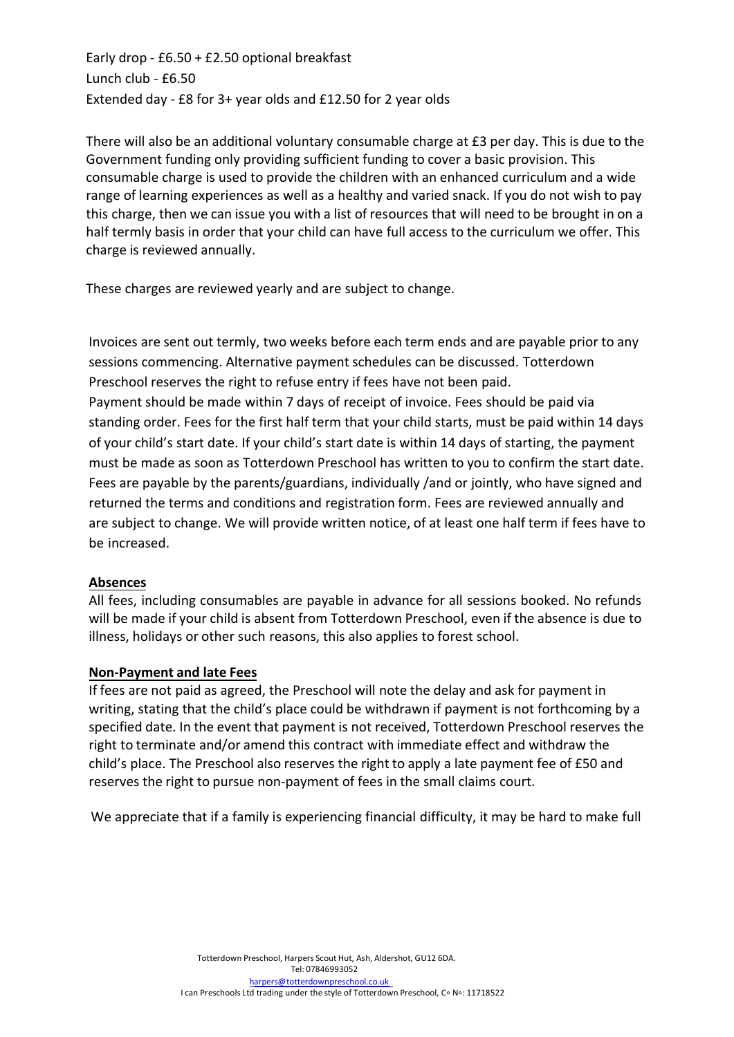Early drop - £6.50 + £2.50 optional breakfast
Lunch club - £6.50
Extended day - £8 for 3+ year olds and £12.50 for 2 year olds

There will also be an additional voluntary consumable charge at £3 per day. This is due to the Government funding only providing sufficient funding to cover a basic provision. This consumable charge is used to provide the children with an enhanced curriculum and a wide range of learning experiences as well as a healthy and varied snack. If you do not wish to pay this charge, then we can issue you with a list of resources that will need to be brought in on a half termly basis in order that your child can have full access to the curriculum we offer. This charge is reviewed annually.

These charges are reviewed yearly and are subject to change.

Invoices are sent out termly, two weeks before each term ends and are payable prior to any sessions commencing. Alternative payment schedules can be discussed. Totterdown Preschool reserves the right to refuse entry if fees have not been paid.
Payment should be made within 7 days of receipt of invoice. Fees should be paid via standing order. Fees for the first half term that your child starts, must be paid within 14 days of your child's start date. If your child's start date is within 14 days of starting, the payment must be made as soon as Totterdown Preschool has written to you to confirm the start date. Fees are payable by the parents/guardians, individually /and or jointly, who have signed and returned the terms and conditions and registration form. Fees are reviewed annually and are subject to change. We will provide written notice, of at least one half term if fees have to be increased.

**Absences**

All fees, including consumables are payable in advance for all sessions booked. No refunds will be made if your child is absent from Totterdown Preschool, even if the absence is due to illness, holidays or other such reasons, this also applies to forest school.

**Non-Payment and late Fees**

If fees are not paid as agreed, the Preschool will note the delay and ask for payment in writing, stating that the child's place could be withdrawn if payment is not forthcoming by a specified date. In the event that payment is not received, Totterdown Preschool reserves the right to terminate and/or amend this contract with immediate effect and withdraw the child's place. The Preschool also reserves the right to apply a late payment fee of £50 and reserves the right to pursue non-payment of fees in the small claims court.

We appreciate that if a family is experiencing financial difficulty, it may be hard to make full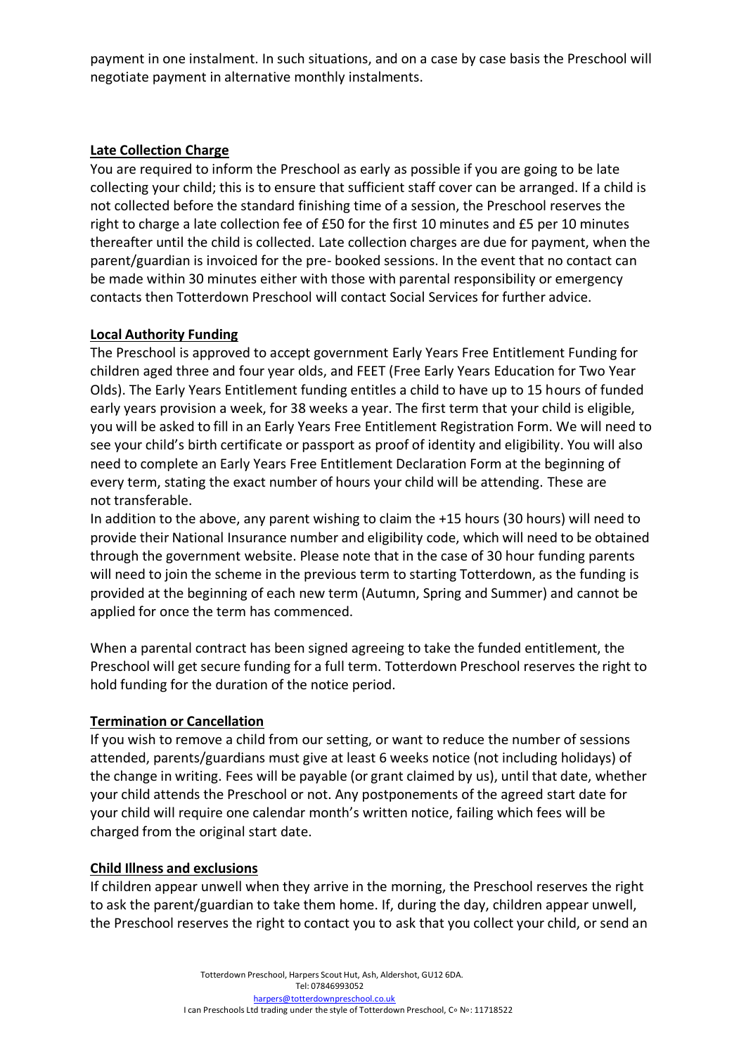payment in one instalment. In such situations, and on a case by case basis the Preschool will negotiate payment in alternative monthly instalments.

**Late Collection Charge**

You are required to inform the Preschool as early as possible if you are going to be late collecting your child; this is to ensure that sufficient staff cover can be arranged. If a child is not collected before the standard finishing time of a session, the Preschool reserves the right to charge a late collection fee of £50 for the first 10 minutes and £5 per 10 minutes thereafter until the child is collected. Late collection charges are due for payment, when the parent/guardian is invoiced for the pre- booked sessions. In the event that no contact can be made within 30 minutes either with those with parental responsibility or emergency contacts then Totterdown Preschool will contact Social Services for further advice.

**Local Authority Funding**

The Preschool is approved to accept government Early Years Free Entitlement Funding for children aged three and four year olds, and FEET (Free Early Years Education for Two Year Olds). The Early Years Entitlement funding entitles a child to have up to 15 hours of funded early years provision a week, for 38 weeks a year. The first term that your child is eligible, you will be asked to fill in an Early Years Free Entitlement Registration Form. We will need to see your child's birth certificate or passport as proof of identity and eligibility. You will also need to complete an Early Years Free Entitlement Declaration Form at the beginning of every term, stating the exact number of hours your child will be attending. These are not transferable.

In addition to the above, any parent wishing to claim the +15 hours (30 hours) will need to provide their National Insurance number and eligibility code, which will need to be obtained through the government website. Please note that in the case of 30 hour funding parents will need to join the scheme in the previous term to starting Totterdown, as the funding is provided at the beginning of each new term (Autumn, Spring and Summer) and cannot be applied for once the term has commenced.

When a parental contract has been signed agreeing to take the funded entitlement, the Preschool will get secure funding for a full term. Totterdown Preschool reserves the right to hold funding for the duration of the notice period.

**Termination or Cancellation**

If you wish to remove a child from our setting, or want to reduce the number of sessions attended, parents/guardians must give at least 6 weeks notice (not including holidays) of the change in writing. Fees will be payable (or grant claimed by us), until that date, whether your child attends the Preschool or not. Any postponements of the agreed start date for your child will require one calendar month's written notice, failing which fees will be charged from the original start date.

**Child Illness and exclusions**

If children appear unwell when they arrive in the morning, the Preschool reserves the right to ask the parent/guardian to take them home. If, during the day, children appear unwell, the Preschool reserves the right to contact you to ask that you collect your child, or send an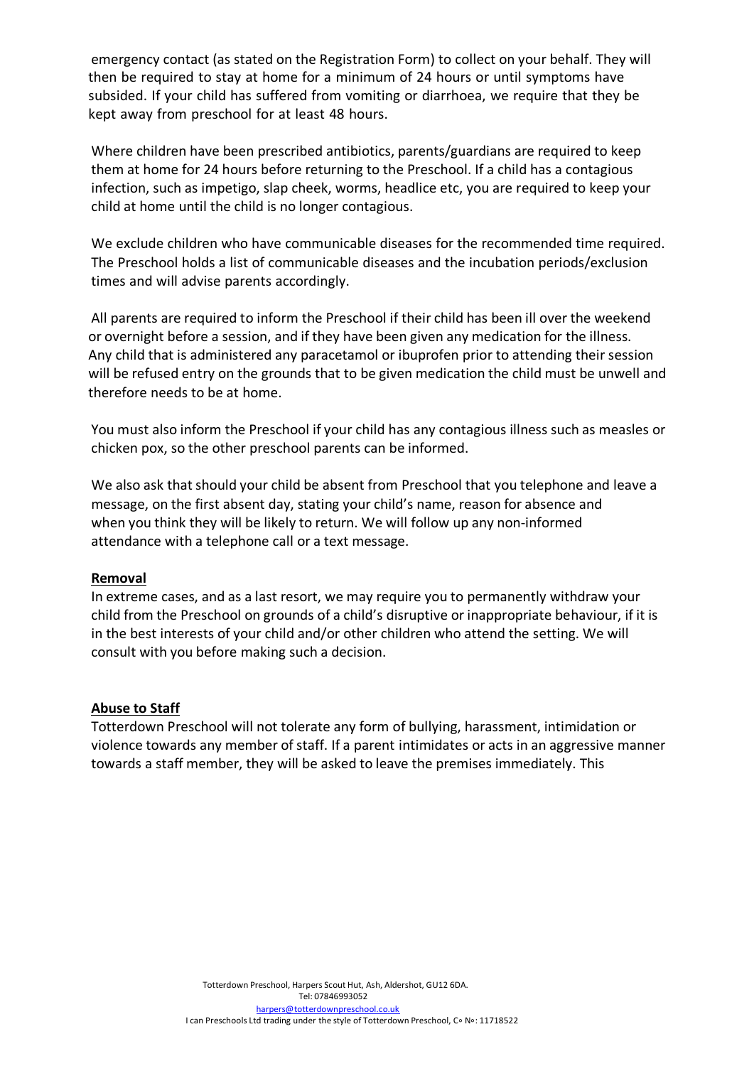emergency contact (as stated on the Registration Form) to collect on your behalf. They will then be required to stay at home for a minimum of 24 hours or until symptoms have subsided. If your child has suffered from vomiting or diarrhoea, we require that they be kept away from preschool for at least 48 hours.

Where children have been prescribed antibiotics, parents/guardians are required to keep them at home for 24 hours before returning to the Preschool. If a child has a contagious infection, such as impetigo, slap cheek, worms, headlice etc, you are required to keep your child at home until the child is no longer contagious.

We exclude children who have communicable diseases for the recommended time required. The Preschool holds a list of communicable diseases and the incubation periods/exclusion times and will advise parents accordingly.

All parents are required to inform the Preschool if their child has been ill over the weekend or overnight before a session, and if they have been given any medication for the illness. Any child that is administered any paracetamol or ibuprofen prior to attending their session will be refused entry on the grounds that to be given medication the child must be unwell and therefore needs to be at home.

You must also inform the Preschool if your child has any contagious illness such as measles or chicken pox, so the other preschool parents can be informed.

We also ask that should your child be absent from Preschool that you telephone and leave a message, on the first absent day, stating your child's name, reason for absence and when you think they will be likely to return. We will follow up any non-informed attendance with a telephone call or a text message.

**Removal**

In extreme cases, and as a last resort, we may require you to permanently withdraw your child from the Preschool on grounds of a child's disruptive or inappropriate behaviour, if it is in the best interests of your child and/or other children who attend the setting. We will consult with you before making such a decision.

**Abuse to Staff**

Totterdown Preschool will not tolerate any form of bullying, harassment, intimidation or violence towards any member of staff. If a parent intimidates or acts in an aggressive manner towards a staff member, they will be asked to leave the premises immediately. This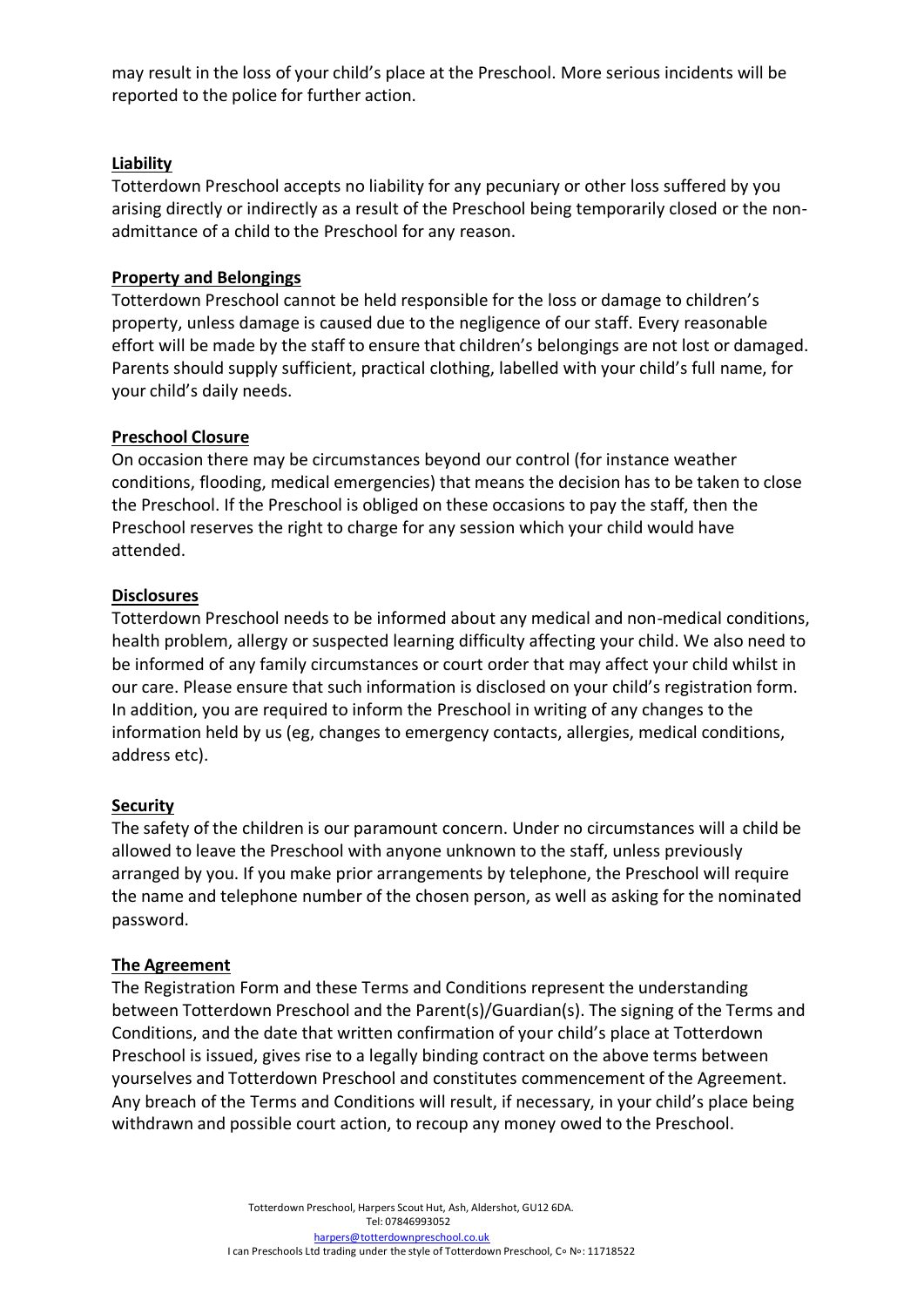may result in the loss of your child's place at the Preschool. More serious incidents will be reported to the police for further action.

**Liability**

Totterdown Preschool accepts no liability for any pecuniary or other loss suffered by you arising directly or indirectly as a result of the Preschool being temporarily closed or the non-admittance of a child to the Preschool for any reason.

**Property and Belongings**

Totterdown Preschool cannot be held responsible for the loss or damage to children's property, unless damage is caused due to the negligence of our staff. Every reasonable effort will be made by the staff to ensure that children's belongings are not lost or damaged. Parents should supply sufficient, practical clothing, labelled with your child's full name, for your child's daily needs.

**Preschool Closure**

On occasion there may be circumstances beyond our control (for instance weather conditions, flooding, medical emergencies) that means the decision has to be taken to close the Preschool. If the Preschool is obliged on these occasions to pay the staff, then the Preschool reserves the right to charge for any session which your child would have attended.

**Disclosures**

Totterdown Preschool needs to be informed about any medical and non-medical conditions, health problem, allergy or suspected learning difficulty affecting your child. We also need to be informed of any family circumstances or court order that may affect your child whilst in our care. Please ensure that such information is disclosed on your child's registration form. In addition, you are required to inform the Preschool in writing of any changes to the information held by us (eg, changes to emergency contacts, allergies, medical conditions, address etc).

**Security**

The safety of the children is our paramount concern. Under no circumstances will a child be allowed to leave the Preschool with anyone unknown to the staff, unless previously arranged by you. If you make prior arrangements by telephone, the Preschool will require the name and telephone number of the chosen person, as well as asking for the nominated password.

**The Agreement**

The Registration Form and these Terms and Conditions represent the understanding between Totterdown Preschool and the Parent(s)/Guardian(s). The signing of the Terms and Conditions, and the date that written confirmation of your child's place at Totterdown Preschool is issued, gives rise to a legally binding contract on the above terms between yourselves and Totterdown Preschool and constitutes commencement of the Agreement. Any breach of the Terms and Conditions will result, if necessary, in your child's place being withdrawn and possible court action, to recoup any money owed to the Preschool.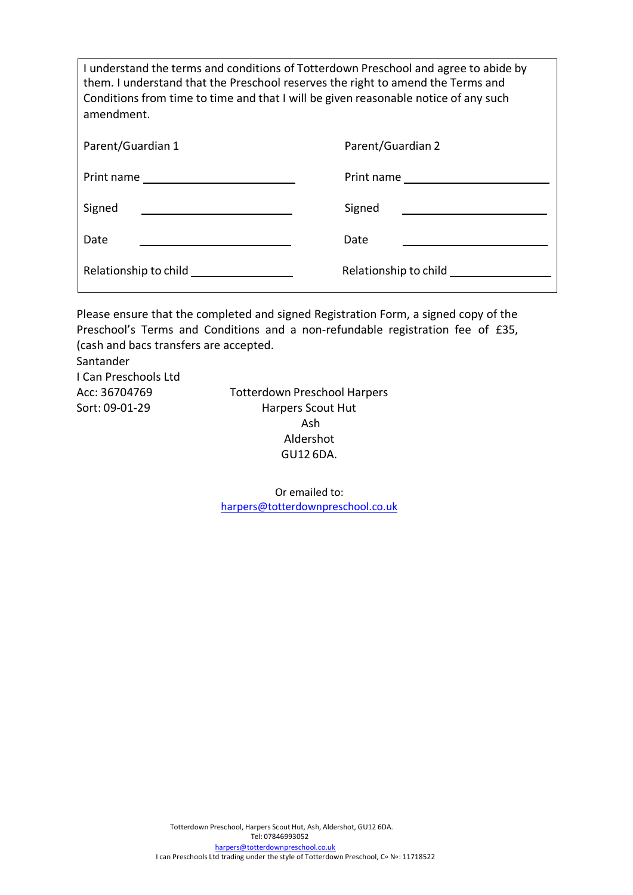I understand the terms and conditions of Totterdown Preschool and agree to abide by them. I understand that the Preschool reserves the right to amend the Terms and Conditions from time to time and that I will be given reasonable notice of any such amendment.

| Parent/Guardian 1 | Parent/Guardian 2 |
|---|---|
| Print name ____________________ | Print name ____________________ |
| Signed ____________________ | Signed ____________________ |
| Date ____________________ | Date ____________________ |
| Relationship to child ______________ | Relationship to child ______________ |

Please ensure that the completed and signed Registration Form, a signed copy of the Preschool's Terms and Conditions and a non-refundable registration fee of £35, (cash and bacs transfers are accepted.

Santander
I Can Preschools Ltd
Acc: 36704769
Sort: 09-01-29

Totterdown Preschool Harpers
Harpers Scout Hut
Ash
Aldershot
GU12 6DA.

Or emailed to:
harpers@totterdownpreschool.co.uk